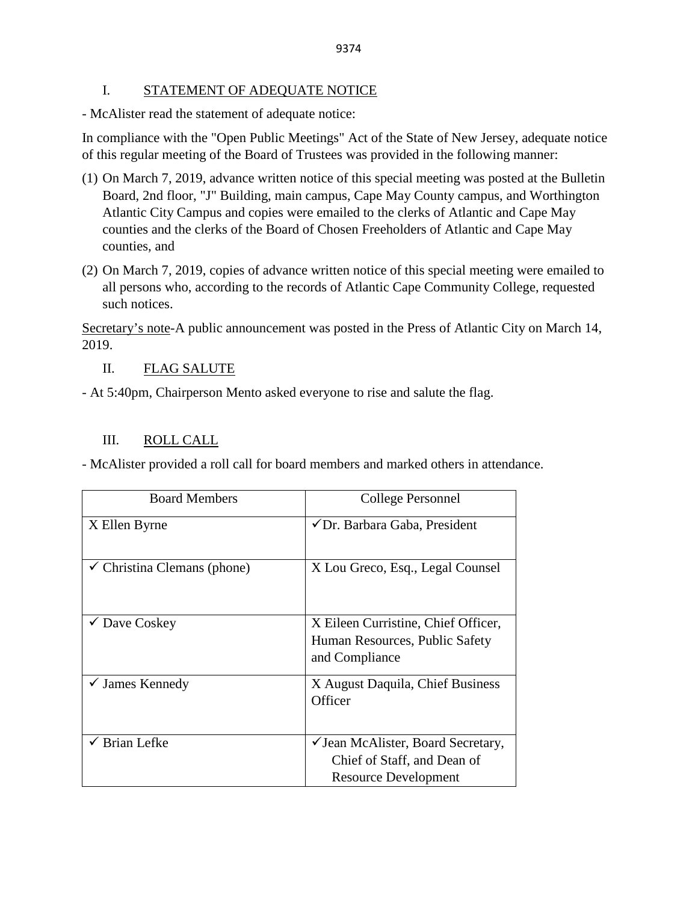## I. STATEMENT OF ADEQUATE NOTICE

- McAlister read the statement of adequate notice:

In compliance with the "Open Public Meetings" Act of the State of New Jersey, adequate notice of this regular meeting of the Board of Trustees was provided in the following manner:

(1) On March 7, 2019, advance written notice of this special meeting was posted at the Bulletin Board, 2nd floor, "J" Building, main campus, Cape May County campus, and Worthington Atlantic City Campus and copies were emailed to the clerks of Atlantic and Cape May counties and the clerks of the Board of Chosen Freeholders of Atlantic and Cape May counties, and

(2) On March 7, 2019, copies of advance written notice of this special meeting were emailed to all persons who, according to the records of Atlantic Cape Community College, requested such notices.

Secretary's note-A public announcement was posted in the Press of Atlantic City on March 14, 2019.

## II. FLAG SALUTE

- At 5:40pm, Chairperson Mento asked everyone to rise and salute the flag.

## III. ROLL CALL

- McAlister provided a roll call for board members and marked others in attendance.

| Board Members | College Personnel |
|---|---|
| X Ellen Byrne | ✓Dr. Barbara Gaba, President |
| ✓ Christina Clemans (phone) | X Lou Greco, Esq., Legal Counsel |
| ✓ Dave Coskey | X Eileen Curristine, Chief Officer, Human Resources, Public Safety and Compliance |
| ✓ James Kennedy | X August Daquila, Chief Business Officer |
| ✓ Brian Lefke | ✓Jean McAlister, Board Secretary, Chief of Staff, and Dean of Resource Development |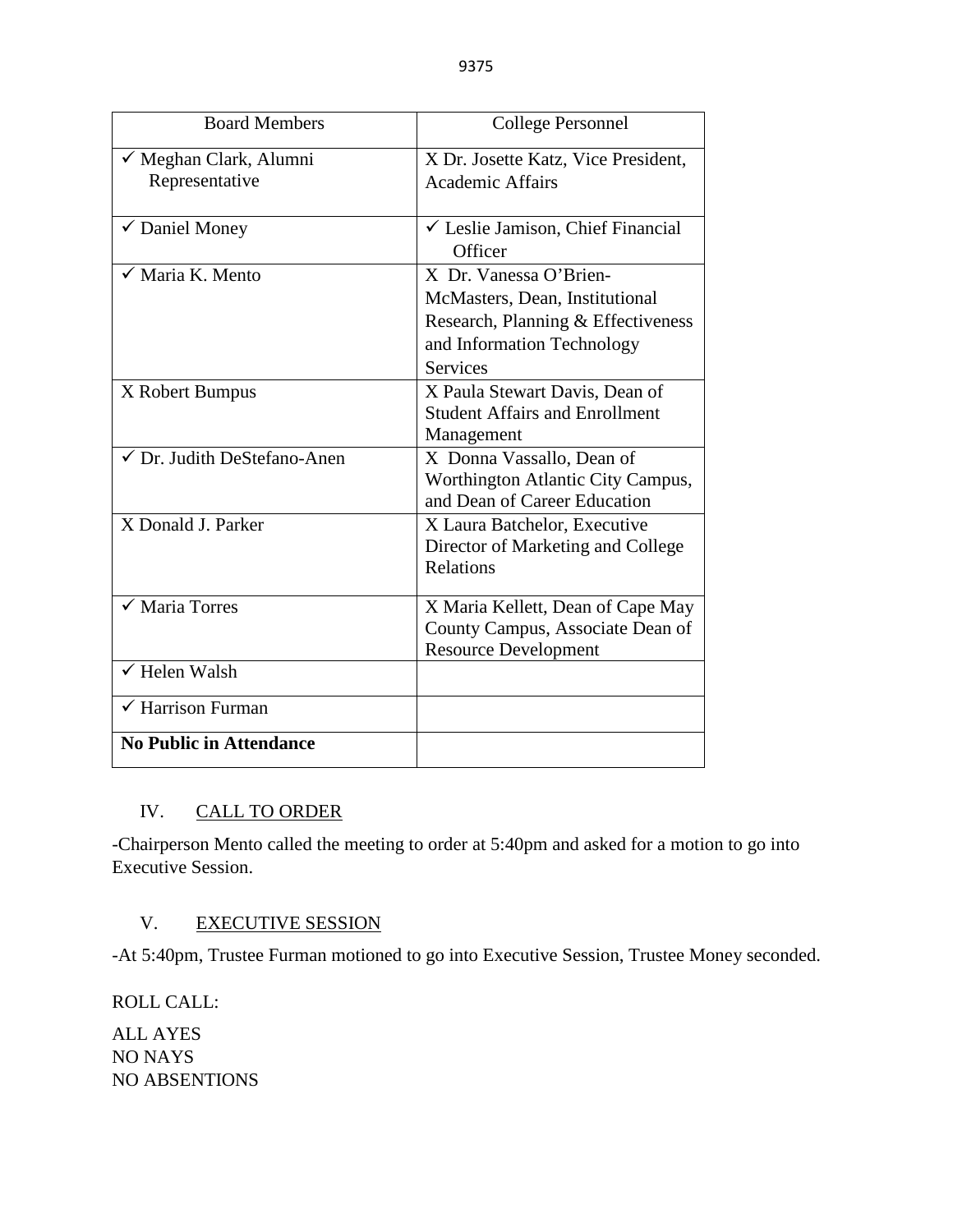| Board Members | College Personnel |
| --- | --- |
| ✓ Meghan Clark, Alumni Representative | X Dr. Josette Katz, Vice President, Academic Affairs |
| ✓ Daniel Money | ✓ Leslie Jamison, Chief Financial Officer |
| ✓ Maria K. Mento | X Dr. Vanessa O'Brien-McMasters, Dean, Institutional Research, Planning & Effectiveness and Information Technology Services |
| X Robert Bumpus | X Paula Stewart Davis, Dean of Student Affairs and Enrollment Management |
| ✓ Dr. Judith DeStefano-Anen | X Donna Vassallo, Dean of Worthington Atlantic City Campus, and Dean of Career Education |
| X Donald J. Parker | X Laura Batchelor, Executive Director of Marketing and College Relations |
| ✓ Maria Torres | X Maria Kellett, Dean of Cape May County Campus, Associate Dean of Resource Development |
| ✓ Helen Walsh | |
| ✓ Harrison Furman | |
| **No Public in Attendance** | |

## IV. CALL TO ORDER

-Chairperson Mento called the meeting to order at 5:40pm and asked for a motion to go into Executive Session.

## V. EXECUTIVE SESSION

-At 5:40pm, Trustee Furman motioned to go into Executive Session, Trustee Money seconded.

ROLL CALL:

ALL AYES
NO NAYS
NO ABSENTIONS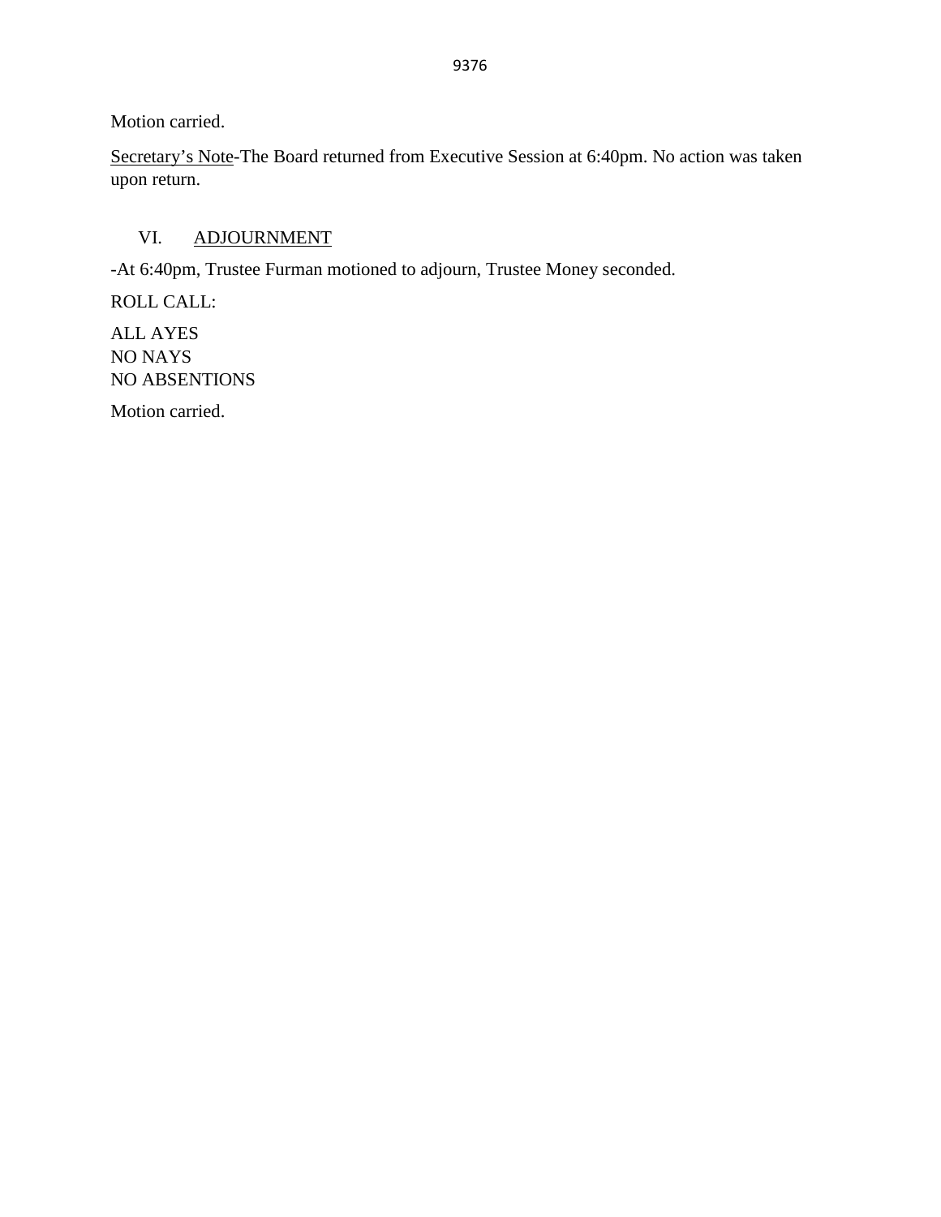Motion carried.

Secretary's Note-The Board returned from Executive Session at 6:40pm. No action was taken upon return.

## VI. ADJOURNMENT

-At 6:40pm, Trustee Furman motioned to adjourn, Trustee Money seconded.

ROLL CALL:

ALL AYES
NO NAYS
NO ABSENTIONS

Motion carried.